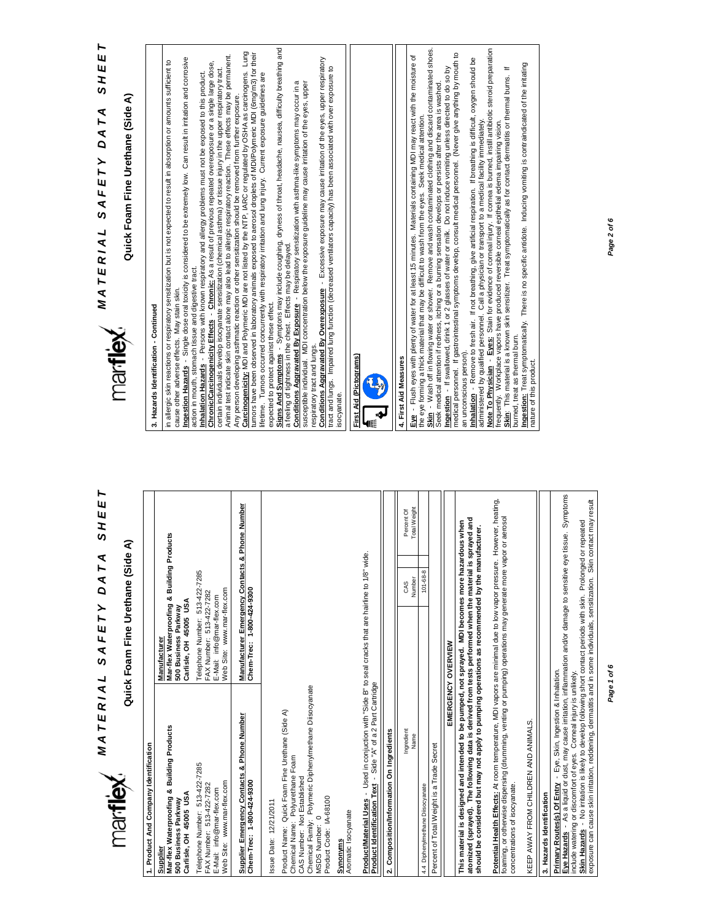# MATERIAL SAFETY DATA SHEET

## Quick Foam Fine Urethane (Side A)

### 1. Product And Company Identification

| Supplier | Manufacturer |
|---|---|
| **Mar-flex Waterproofing & Building Products**<br>**500 Business Parkway**<br>**Carlisle, OH 45005 USA**<br>Telephone Number: 513-422-7285<br>FAX Number: 513-422-7282<br>E-Mail: info@mar-flex.com<br>Web Site: www.mar-flex.com | **Mar-flex Waterproofing & Building Products**<br>**500 Business Parkway**<br>**Carlisle, OH 45005 USA**<br>Telephone Number: 513-422-7285<br>FAX Number: 513-422-7282<br>E-Mail: info@mar-flex.com<br>Web Site: www.mar-flex.com |
| **Supplier Emergency Contacts & Phone Number**<br>**Chem-Trec: 1-800-424-9300** | **Manufacturer Emergency Contacts & Phone Number**<br>**Chem-Trec: 1-800-424-9300** |

Issue Date: 12/21/2011

Product Name: Quick Foam Fine Urethane (Side A)
Chemical Name: Polyurethane Foam
CAS Number: Not Established
Chemical Family: Polymeric Diphenylmethane Diisocyanate
MSDS Number: 0
Product Code: IA-68100

**Synonyms**
Aromatic Isocyanate

**Product/Material Uses** - Used in conjuction with "Side B" to seal cracks that are hairline to 1/8" wide.
**Product Identification Text** - Side "A" of a 2 Part Cartridge

### 2. Composition/Information On Ingredients

| Ingredient Name | CAS Number | Percent Of Total Weight |
|---|---|---|
| 4,4 Diphenylmethane Diisocyanate | 101-68-8 | |
| Percent of Total Weight is a Trade Secret | | |

**EMERGENCY OVERVIEW**

**This material is designed and intended to be pumped, not sprayed. MDI becomes more hazardous when atomized (sprayed). The following data is derived from tests performed when the material is sprayed and should be considered but may not apply to pumping operations as recommended by the manufacturer.**

**Potential Health Effects:** At room temperature, MDI vapors are minimal due to low vapor pressure. However, heating, foaming, or otherwise dispersing (drumming, venting or pumping) operations may generate more vapor or aerosol concentrations of isocyanate.

KEEP AWAY FROM CHILDREN AND ANIMALS.

### 3. Hazards Identification

**Primary Routes(s) Of Entry** - Eye, Skin, Ingestion & Inhalation.
**Eye Hazards** - As a liquid or dust, may cause irritation, inflammation and/or damage to sensitive eye tissue. Symptoms include watering or discomfort of eyes. Corneal injury is unlikely.
**Skin Hazards** - No irritation is likely to develop following short contact periods with skin. Prolonged or repeated exposure can cause skin irritation, reddening, dermatitis and in some individuals, sensitization. Skin contact may result in allergic skin reactions or respiratory sensitization but is not expected to result in absorption or amounts sufficient to cause other adverse effects. May stain skin.
**Ingestion Hazards** - Single dose oral toxicity is considered to be extremely low. Can result in irritation and corrosive action in mouth, stomach tissue and digestive tract.
**Inhalation Hazards** - Persons with known respiratory and allergy problems must not be exposed to this product.
**Chronic/Carcinogenicity Effects** - **Chronic:** As a result of previous repeated overexposure or a single large dose, certain individuals develop isocyanate sensitization (chemical asthma) or tissue injury in the upper respiratory tract. Animal test indicate skin contact alone may also lead to allergic respiratory reaction. These effects may be permanent. Any person developing asthmatic reaction or other sensitization should be removed from further exposure.
**Carcinogenicity:** MDI and Polymeric MDI are not listed by the NTP, IARC or regulated by OSHA as carcinogens. Lung tumors have been observed in laboratory animals exposed to aerosol droplets of MDI/Polymeric MDI (6mg/m3) for their lifetime. Tumors occurred concurrently with respiratory irritation and lung injury. Current exposure guidelines are expected to protect against these effect.
**Signs And Symptoms** - Symptoms may include coughing, dryness of throat, headache, nausea, difficulty breathing and a feeling of tightness in the chest. Effects may be delayed.
**Conditions Aggravated By Exposure** - Respiratory sensitization with asthma-like symptoms may occur in a susceptible individual. MDI concentration below the exposure guideline may cause irritation of the eyes, upper respiratory tract and lungs.
**Conditions Aggravated By Overexposure** - Excessive exposure may cause irritation of the eyes, upper respiratory tract and lungs. Impaired lung function (decreased ventilators capacity) has been associated with over exposure to isocyanate.

**First Aid (Pictograms)**

### 4. First Aid Measures

**Eye** - Flush eyes with plenty of water for at least 15 minutes. Materials containing MDI may react with the moisture of the eye forming a thick material that may be difficult to wash from the eyes. Seek medical attention.
**Skin** - Wash off in flowing water or shower. Remove and wash contaminated clothing and discard contaminated shoes. Seek medical attention if redness, itching or a burning sensation develops or persists after the area is washed.
**Ingestion** - If swallowed, drink 1 or 2 glasses of water or milk. Do not induce vomiting unless directed to do so by medical personnel. If gastrointestinal symptoms develop, consult medical personnel. (Never give anything by mouth to an unconscious person).
**Inhalation** - Remove to fresh air. If not breathing, give artificial respiration. If breathing is difficult, oxygen should be administered by qualified personnel. Call a physician or transport to a medical facility immediately.
**Note To Physician** - **Eyes:** Stain for evidence of corneal injury. If cornea is burned, instill antibiotic steroid preparation frequently. Workplace vapors have produced reversible corneal epithelial edema impairing vision.
**Skin:** This material is a known skin sensitizer. Treat symptomatically as for contact dermatitis or thermal burns. If burned, treat as thermal burn.
**Ingestion:** Treat symptomatically. There is no specific antidote. Inducing vomiting is contraindicated of the irritating nature of this product.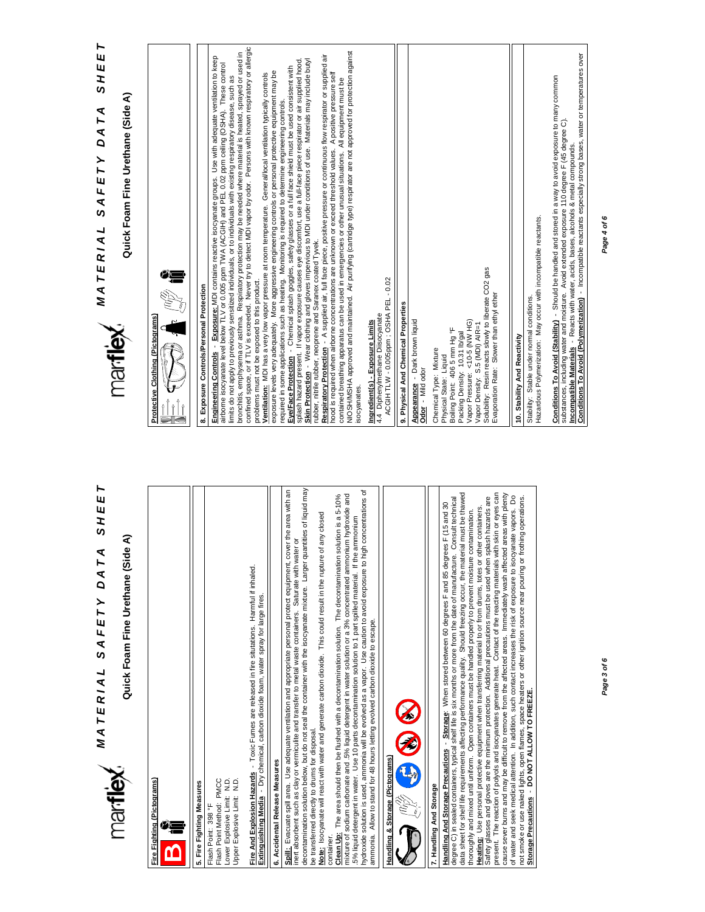**Fire Fighting (Pictograms)**

## 5. Fire Fighting Measures

Flash Point: 398 °F
Flash Point Method: PMCC
Lower Explosive Limit: N.D.
Upper Explosive Limit: N.D.

**Fire And Explosion Hazards** - Toxic Fumes are released in fire situtations. Harmful if inhaled.
**Extinguishing Media** - Dry chemical, carbon dioxide foam, water spray for large fires.

## 6. Accidental Release Measures

**Spill:** Evacuate spill area. Use adequate ventilation and appropriate personal protect equipment, cover the area with an inert absorbent such as clay or vermiculite and transfer to metal waste containers. Saturate with water or decontamination solution below, but do not seal the container with the isocyanate mixture. Larger quantities of liquid may be transferred directly to drums for disposal.
**Note:** Isocyanate will react with water and generate carbon dioxide. This could result in the rupture of any closed container.
**Clean Up:** The area should then be flushed with a decontamination solution. The decontamination solution is a 5-10% mixture of sodium carbonate and .5% liquid detergent in water solution or a 3% concentrated ammonium hydroxide and .5% liquid detergent in water. Use 10 parts decontamination solution to 1 part spilled material. If the ammonium hydroxide solution is used, ammonia will be evolved as a vapor. Use caution to avoid exposure to high concentrations of ammonia. Allow to stand for 48 hours letting evolved carbon dioxide to escape.

**Handling & Storage (Pictograms)**

## 7. Handling And Storage

**Handling And Storage Precautions** - **Storage**: When stored between 60 degrees F and 85 degrees F (15 and 30 degree C) in sealed containers, typical shelf life is six months or more from the date of manufacture. Consult technical data sheet for shelf life requirements affecting performance quality. Should freezing occur, the material must be thawed thoroughly and mixed until uniform. Open containers must be handled properly to prevent moisture contamination.
**Heating:** Use personal protective equipment when transferring material to or from drums, totes or other containers. Safety glasses and gloves are the minimum protection. Additional precautions must be used when splash hazards are present. The reaction of polyols and isocyanates generate heat. Contact of the reacting materials with skin or eyes can cause sever burns and may be difficult to remove from the affected areas. Immediately wash affected areas with plenty of water and seek medical attention. In addition, such contact increases the risk of exposure to isocyanate vapors. Do not smoke or use naked lights, open flames, space heaters or other ignition source near pouring or frothing operations.
**Storage Precautions** - **DO NOT ALLOW TO FREEZE.**

**Protective Clothing (Pictograms)**

## 8. Exposure Controls/Personal Protection

**Engineering Controls** - **Exposure:** MDI contains reactive isocyanate groups. Use with adequate ventilation to keep airborne isocyanate level below TLV or 0.005 ppm TWA (ACGIH) and PEL 0.02 ppm ceiling (OSHA). These control limits do not apply to previously sensitized individuals, or to individuals with existing respiratory disease, such as bronchitis, emphysema or asthma. Respiratory protection may be needed where material is heated, sprayed or used in confined space, or if TLV is exceeded. Never try to detect MDI vapor by odor. Persons with known respiratory or allergic problems must not be exposed to this product.
**Ventilation:** MDI has a very low vapor pressure at room temperature. General/local ventilation typically controls exposure levels very adequately. More aggressive engineering controls or personal protective equipment may be required in some applications such as heating. Monitoring is required to determine engineering controls.
**Eye/Face Protection** - Chemical splash goggles, safety glasses or a full face shield must be used consistent with splash hazard present. If vapor exposure causes eye discomfort, use a full-face piece respirator or air supplied hood.
**Skin Protection** - Wear clothing and gloves impervious to MDI under conditions of use. Materials may include butyl rubber, nitrile rubber, neoprene and Saranex coated Tyvek.
**Respiratory Protection** - A supplied air, full face piece, positive pressure or continuous flow respirator or supplied air hood is required when airborne concentrations are unknown or exceed threshold values. A positive pressure self contained breathing apparatus can be used in emergencies or other unusual situations. All equipment must be NIOSH/MSHA approved and maintained. Air purifying (cartridge type) respirator are not approved for protection against isocyanates.

**Ingredient(s) - Exposure Limits**
4,4 Diphenylmethane Diisocyanate
ACGIH TLW - 0.005ppm ; OSHA PEL - 0.02

## 9. Physical And Chemical Properties

**Appearance** - Dark brown liquid
**Odor** - Mild odor

Chemical Type: Mixture
Physical State: Liquid
Boiling Point: 406.5 mm Hg °F
Packing Density: 10.31 lb/gal
Vapor Pressure: <10-5 (NW HG)
Vapor Density: S.5 (MDI) AIR=1
Solubility: Resin reacts slowly to liberate CO2 gas
Evaporation Rate: Slower than ethyl ether

## 10. Stability And Reactivity

Stability: Stable under normal conditions.
Hazardous Polymerization: May occur with incompatible reactants.

**Conditions To Avoid (Stability)** - Should be handled and stored in a way to avoid exposure to many common substances, including water and moisture. Avoid extended exposure 110 degree F (45 degree C).
**Incompatible Materials** - Reacts with water, acids, bases, alcohols & metal compounds.
**Conditions To Avoid (Polymerization)** - Incompatible reactants especially strong bases, water or temperatures over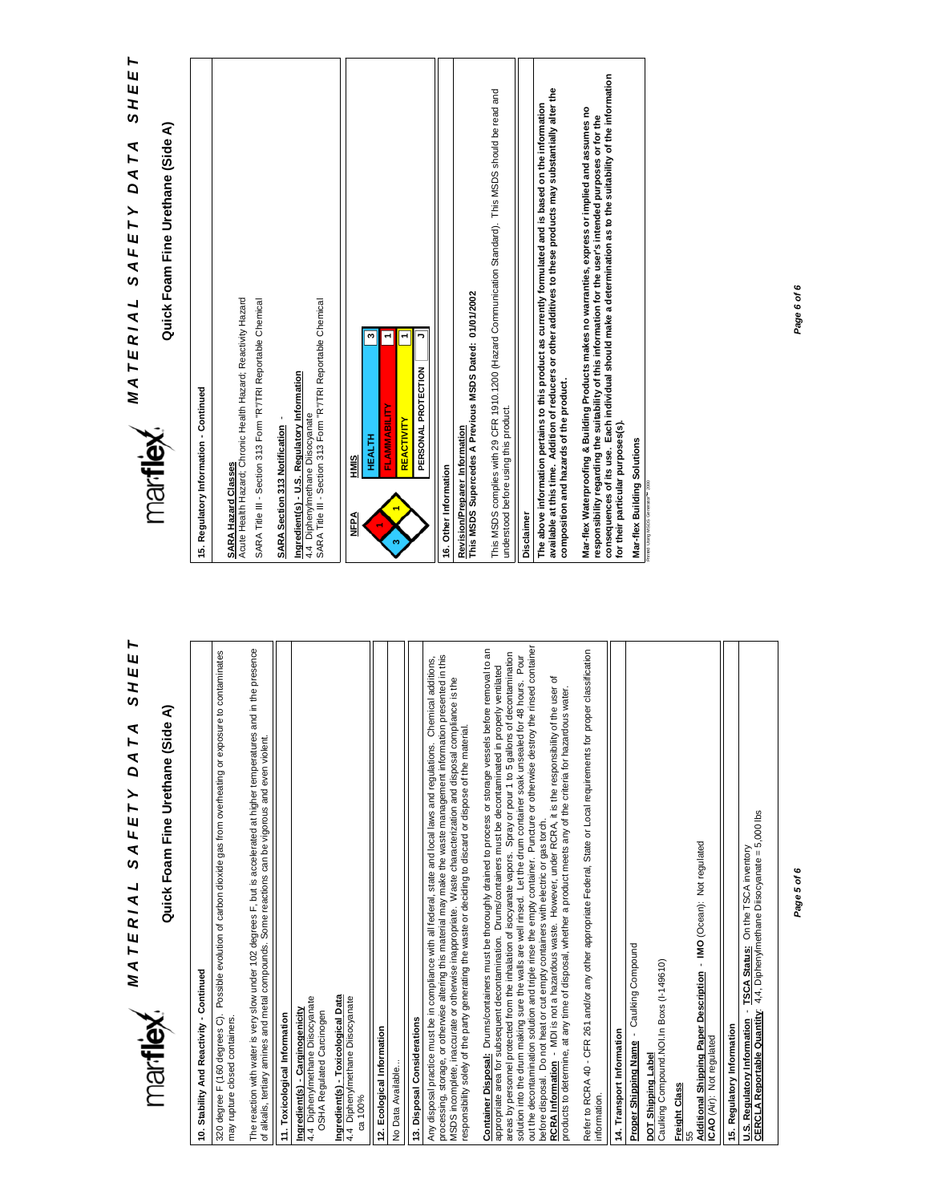# MATERIAL SAFETY DATA SHEET

## Quick Foam Fine Urethane (Side A)

### 10. Stability And Reactivity - Continued

320 degree F (160 degrees C). Possible evolution of carbon dioxide gas from overheating or exposure to contaminates may rupture closed containers.

The reaction with water is very slow under 102 degrees F, but is accelerated at higher temperatures and in the presence of alkalis, tertiary amines and metal compounds. Some reactions can be vigorous and even violent.

### 11. Toxicological Information

**Ingredient(s) - Carcinogenicity**
4,4 Diphenylmethane Diisocyanate
OSHA Regulated Carcinogen

**Ingredient(s) - Toxicological Data**
4,4 Diphenylmethane Diisocyanate
ca 100%

### 12. Ecological Information

No Data Available...

### 13. Disposal Considerations

Any disposal practice must be in compliance with all federal, state and local laws and regulations. Chemical additions, processing, storage, or otherwise altering this material may make the waste management information presented in this MSDS incomplete, inaccurate or otherwise inappropriate. Waste characterization and disposal compliance is the responsibility solely of the party generating the waste or deciding to discard or dispose of the material.

**Container Disposal:** Drums/containers must be thoroughly drained to process or storage vessels before removal to an appropriate area for subsequent decontamination. Drums/containers must be decontaminated in properly ventilated areas by personnel protected from the inhalation of isocyanate vapors. Spray or pour 1 to 5 gallons of decontamination solution into the drum making sure the walls are well rinsed. Let the drum container soak unsealed for 48 hours. Pour out the decontamination solution and triple rinse the empty container. Puncture or otherwise destroy the rinsed container before disposal. Do not heat or cut empty containers with electric or gas torch.

**RCRA Information** - MDI is not a hazardous waste. However, under RCRA, it is the responsibility of the user of products to determine, at any time of disposal, whether a product meets any of the criteria for hazardous water.

Refer to RCRA 40 - CFR 261 and/or any other appropriate Federal, State or Local requirements for proper classification information.

### 14. Transport Information

**Proper Shipping Name** - Caulking Compound

**DOT Shipping Label**
Caulking Compound.NOI.In Boxs (I-149610)

**Freight Class**
55

**Additional Shipping Paper Description** - **IMO** (Ocean): Not regulated
**ICAO** (Air): Not regulated

### 15. Regulatory Information

**U.S. Regulatory Information** - **TSCA Status:** On the TSCA inventory
**CERCLA Reportable Quantity:** 4,4, Diphenylmethane Diisocyanate = 5,000 lbs

# MATERIAL SAFETY DATA SHEET

## Quick Foam Fine Urethane (Side A)

### 15. Regulatory Information - Continued

**SARA Hazard Classes**
Acute Health Hazard; Chronic Health Hazard; Reactivity Hazard

SARA Title III - Section 313 Form "R"/TRI Reportable Chemical

**SARA Section 313 Notification** -

**Ingredient(s) - U.S. Regulatory Information**
4,4 Diphenylmethane Diisocyanate
SARA Title III - Section 313 Form "R"/TRI Reportable Chemical

**NFPA**

| Health | Flammability | Reactivity | Special |
|---|---|---|---|
| 3 | 1 | 1 | |

**HMIS**

| | |
|---|---|
| HEALTH | 3 |
| FLAMMABILITY | 1 |
| REACTIVITY | 1 |
| PERSONAL PROTECTION | J |

### 16. Other Information

**Revision/Preparer Information**
**This MSDS Supercedes A Previous MSDS Dated: 01/01/2002**

This MSDS complies with 29 CFR 1910.1200 (Hazard Communication Standard). This MSDS should be read and understood before using this product.

### Disclaimer

**The above information pertains to this product as currently formulated and is based on the information available at this time. Addition of reducers or other additives to these products may substantially alter the composition and hazards of the product.**

**Mar-flex Waterproofing & Building Products makes no warranties, express or implied and assumes no responsibility regarding the suitability of this information for the user's intended purposes or for the consequences of its use. Each individual should make a determination as to the suitability of the information for their particular purposes(s).**

**Mar-flex Building Solutions**

Printed Using MSDS Generator™ 2000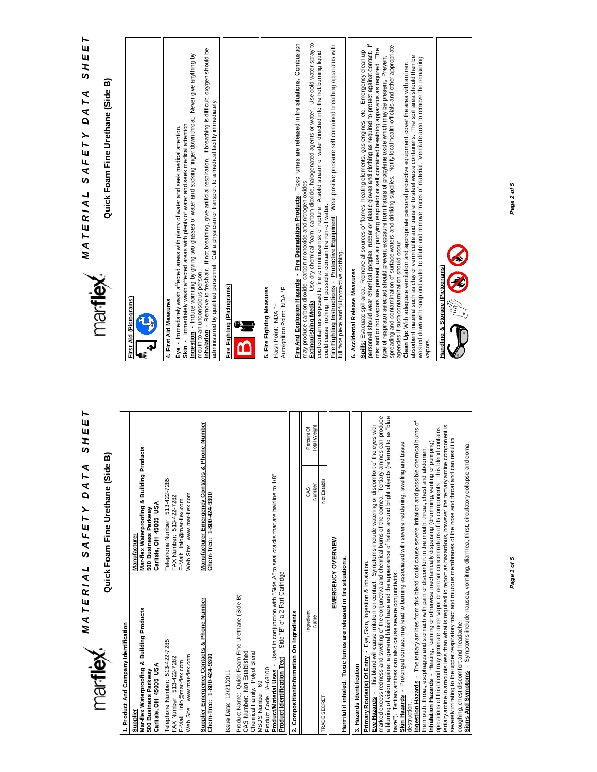# MATERIAL SAFETY DATA SHEET

## Quick Foam Fine Urethane (Side B)

### 1. Product And Company Identification

| Supplier | Manufacturer |
|---|---|
| **Mar-flex Waterproofing & Building Products** | **Mar-flex Waterproofing & Building Products** |
| **500 Business Parkway** | **500 Business Parkway** |
| **Carlisle, OH 45005 USA** | **Carlisle, OH 45005 USA** |
| Telephone Number: 513-422-7285 | Telephone Number: 513-422-7285 |
| FAX Number: 513-422-7282 | FAX Number: 513-422-7282 |
| E-Mail: info@mar-flex.com | E-Mail: info@mar-flex.com |
| Web Site: www.mar-flex.com | Web Site: www.mar-flex.com |
| **Supplier Emergency Contacts & Phone Number** | **Manufacturer Emergency Contacts & Phone Number** |
| **Chem-Trec: 1-800-424-9300** | **Chem-Trec: 1-800-424-9300** |

Issue Date: 12/21/2011

Product Name: Quick Foam Fine Urethane (Side B)
CAS Number: Not Established
Chemical Family: Polyol Blend
MSDS Number: 69
Product Code: IA-68100
**Product/Material Uses** - Used in conjunction with "Side A" to seal cracks that are hairline to 1/8".
**Product Identification Text** - Side "B" of a 2 Part Cartridge

### 2. Composition/Information On Ingredients

| Ingredient Name | CAS Number | Percent Of Total Weight |
|---|---|---|
| TRADE SECRET | Not Establis | |

**EMERGENCY OVERVIEW**

**Harmful if inhaled. Toxic fumes are released in fire situations.**

### 3. Hazards Identification

**Primary Routes(s) Of Entry** - Eye, Skin, Ingestion & Inhalation.
**Eye Hazards** - This blend will cause irritation on contact. Symptoms include watering or discomfort of the eyes with marked excess redness and swelling of the conjunctiva and chemical burns of the cornea. Tertiary amines can produce a blurring of vision against a general bluish haze and the appearance of halos around bright objects (referred to as "blue haze"). Tertiary amines can also cause severe conjunctivitis.
**Skin Hazards** - Prolonged contact may lead to burning associated with severe reddening, swelling and tissue destruction.
**Ingestion Hazards** - The tertiary amines from this blend could cause severe irritation and possible chemical burns of the mouth, throat, esophagus and stomach with pain or discomfort in the mouth, throat, chest and abdomen.
**Inhalation Hazards** - Heating, foaming or otherwise mechanically dispersing (drumming, venting or pumping) operations of this blend may generate more vapor or aerosol concentrations of its components. This blend contains tertiary amine in amounts less than what is required to report as hazardous, however the tertiary amine component is severely irritating to the upper respiratory tract and mucous membranes of the nose and throat and can result in coughing, chest discomfort and headache.
**Signs And Symptoms** - Symptoms include nausea, vomiting, diarrhea, thirst, circulatory collapse and coma.

# MATERIAL SAFETY DATA SHEET

## Quick Foam Fine Urethane (Side B)

**First Aid (Pictograms)**

### 4. First Aid Measures

**Eye** - Immediately wash affected areas with plenty of water and seek medical attention.
**Skin** - Immediately wash affected areas with plenty of water and seek medical attention.
**Ingestion** - Induce vomiting by giving two glasses of water and sticking finger down throat. Never give anything by mouth to an unconscious person.
**Inhalation** - Remove to fresh air. If not breathing, give artificial respiration. If breathing is difficult, oxygen should be administered by qualified personnel. Call a physician or transport to a medical facility immediately.

**Fire Fighting (Pictograms)**

### 5. Fire Fighting Measures

Flash Point: NDA °F
Autoignition Point: NDA °F

**Fire And Explosion Hazards** - **Fire Degradation Products**: Toxic fumes are released in fire situations. Combustion may produce carbon dioxide, carbon monoxide and nitrogen oxides.
**Extinguishing Media** - Use dry chemical foam, carbon dioxide, halogenated agents or water. Use cold water spray to cool containers exposed to fire to minimize risk of rupture. A solid stream of water directed into the hot burning liquid could cause frothing. If possible, contain fire run-off water.
**Fire Fighting Instructions** - **Protective Equipment**: Wear positive pressure self contained breathing apparatus with full face piece and full protective clothing.

### 6. Accidental Release Measures

**Spills:** Evacuate spill area. Remove all sources of flames, heating elements, gas engines, etc. Emergency clean up personnel should wear chemical goggles, rubber or plastic gloves and clothing as required to protect against contact. If mist and or hot vapors are present, use air purifying respirator or self contained breathing apparatus as required. The type of respirator selected should prevent exposure from traces of propylene oxide which may be present. Prevent spreading and contamination of surface waters and drinking supplies. Notify local health officials and other appropriate agencies if such contamination should occur.
**Clean Up:** With adequate ventilation and appropriate personal protective equipment, cover the area with an inert absorbent material such as clay or vermiculite and transfer to steel waste containers. The spill area should then be washed down with soap and water to dilute and remove traces of material. Ventilate area to remove the remaining vapors.

**Handling & Storage (Pictograms)**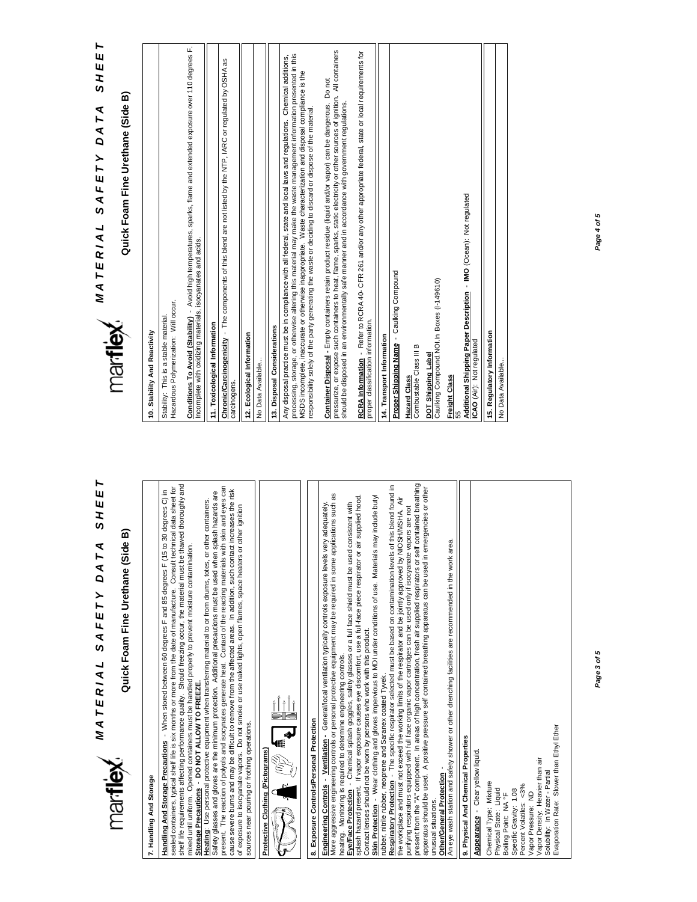# MATERIAL SAFETY DATA SHEET

## Quick Foam Fine Urethane (Side B)

### 7. Handling And Storage

**Handling And Storage Precautions** - When stored between 60 degrees F and 85 degrees F (15 to 30 degrees C) in sealed containers, typical shelf life is six months or more from the date of manufacture. Consult technical data sheet for shelf life requirements affecting performance quality. Should freezing occur, the material must be thawed thoroughly and mixed until uniform. Opened containers must be handled properly to prevent moisture contamination.

**Storage Precautions** - **DO NOT ALLOW TO FREEZE.**

**Heating**: Use personal protective equipment when transferring material to or from drums, totes, or other containers. Safety glasses and gloves are the minimum protection. Additional precautions must be used when splash hazards are present. The reaction of polyols and isocynates generate heat. Contact of the reacting materials with skin and eyes can cause severe burns and may be difficult to remove from the affected areas. In addition, such contact increases the risk of exposure to isocyanate vapors. Do not smoke or use naked lights, open flames, space heaters or other ignition sources near pouring or frothing operations.

**Protective Clothing (Pictograms)**

### 8. Exposure Controls/Personal Protection

**Engineering Controls** - **Ventilation** - General/local ventilation typically controls exposure levels very adequately. More aggressive engineering controls or personal protective equipment may be required in some applications such as heating. Monitoring is required to determine engineering controls.

**Eye/Face Protection** - Chemical splash goggles, safety glasses or a full face shield must be used consistent with splash hazard present. If vapor exposure causes eye discomfort, use a full-face piece respirator or air supplied hood. Contact lenses should not be worn by persons who work with this product.

**Skin Protection** - Wear clothing and gloves impervious to MDI under conditions of use. Materials may include butyl rubber, nitrile rubber, neoprene and Saranex coated Tyvek.

**Respiratory Protection** - The specific respirator selected must be based on contamination levels of this blend found in the workplace and must not exceed the working limits of the respirator and be jointly approved by NIOSH/MSHA. Air purifying respirators equipped with full face organic vapor cartridges can be used only if isocyanate vapors are not present from the "A" component. In areas of high concentration, fresh air supplied respirators or self contained breathing apparatus should be used. A positive pressure self contained breathing apparatus can be used in emergencies or other unusual situations.

**Other/General Protection** -

An eye wash station and safety shower or other drenching facilities are recommended in the work area.

### 9. Physical And Chemical Properties

**Appearance** - Clear yellow liquid.

Chemical Type: Mixture
Physical State: Liquid
Boiling Point: NA °F
Specific Gravity: 1.08
Percent Volatiles: <3%
Vapor Pressure: ND
Vapor Density: Heavier than air
Solubility: In Water - Partial
Evaporation Rate: Slower than Ethyl Ether

### 10. Stability And Reactivity

Stability: This is a stable material.
Hazardous Polymerization: Will occur.

**Conditions To Avoid (Stability)** - Avoid high temperatures, sparks, flame and extended exposure over 110 degrees F. Incomplete with oxidizing materials, isocyanates and acids.

### 11. Toxicological Information

**Chronic/Carcinogenicity** - The components of this blend are not listed by the NTP, IARC or regulated by OSHA as carcinogens.

### 12. Ecological Information

No Data Available...

### 13. Disposal Considerations

Any disposal practice must be in compliance with all federal, state and local laws and regulations. Chemical additions, processing, storage, or otherwise altering this material may make the waste management information presented in this MSDS incomplete, inaccurate or otherwise inappropriate. Waste characterization and disposal compliance is the responsibility solely of the party generating the waste or deciding to discard or dispose of the material.

**Container Disposal** - Empty containers retain product residue (liquid and/or vapor) can be dangerous. Do not pressurize, or expose such containers to heat, flame, sparks, static electricity or other sources of ignition. All containers should be disposed in an environmentally safe manner and in accordance with government regulations.

**RCRA Information** - Refer to RCRA 40- CFR 261 and/or any other appropriate federal, state or local requirements for proper classification information.

### 14. Transport Information

**Proper Shipping Name** - Caulking Compound

**Hazard Class**
Combustable Class III B

**DOT Shipping Label**
Caulking Compound.NOI In Boxes (I-149610)

**Freight Class**
55

**Additional Shipping Paper Description** - **IMO** (Ocean): Not regulated
**ICAO** (Air): Not regulated

### 15. Regulatory Information

No Data Available...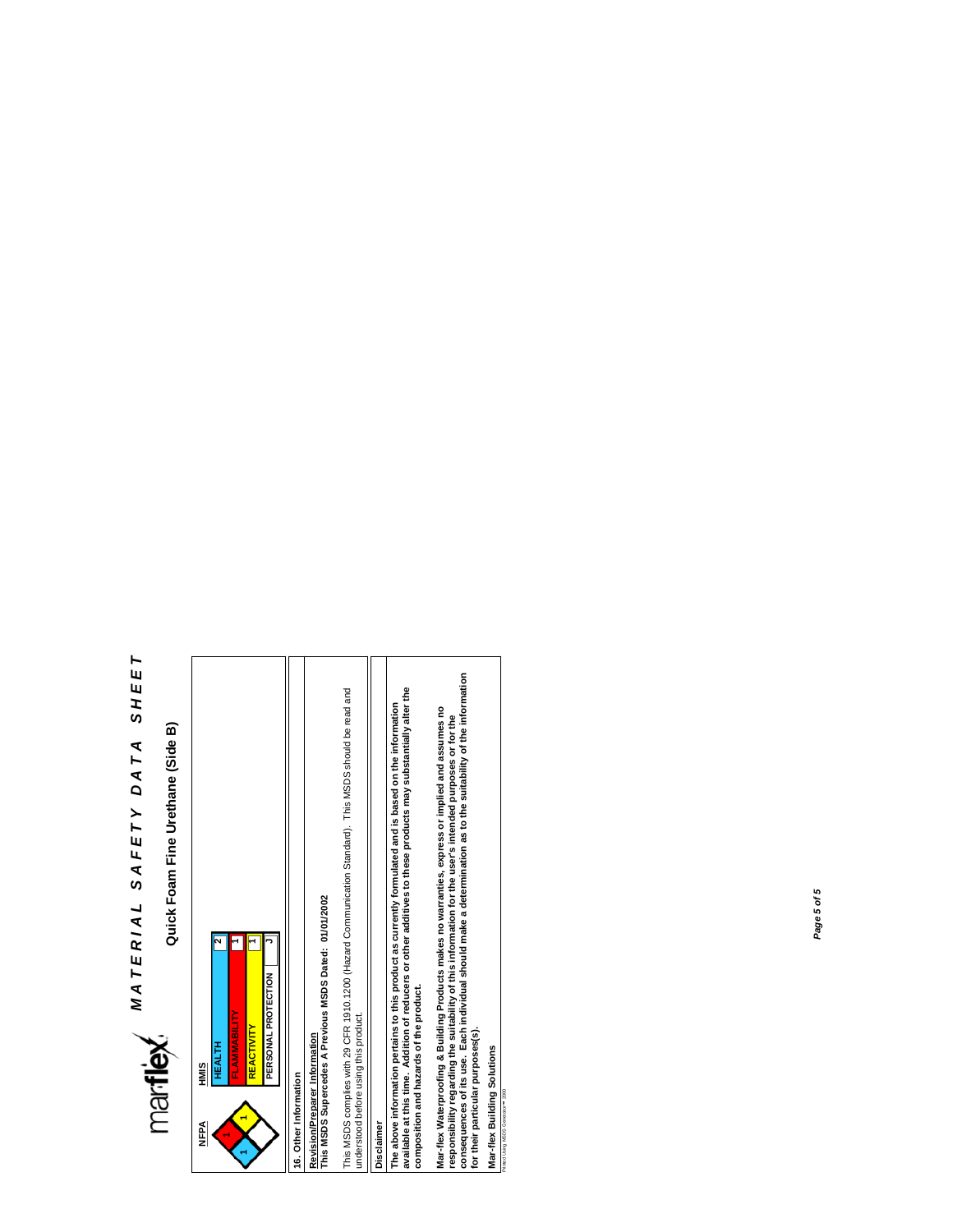# MATERIAL SAFETY DATA SHEET

## Quick Foam Fine Urethane (Side B)

**NFPA**

Health: 1
Flammability: 1
Reactivity: 1

**HMIS**

| | |
|---|---|
| HEALTH | 2 |
| FLAMMABILITY | 1 |
| REACTIVITY | 1 |
| PERSONAL PROTECTION | J |

### 16. Other Information

**Revision/Preparer Information**

**This MSDS Supercedes A Previous MSDS Dated: 01/01/2002**

This MSDS complies with 29 CFR 1910.1200 (Hazard Communication Standard). This MSDS should be read and understood before using this product.

### Disclaimer

**The above information pertains to this product as currently formulated and is based on the information available at this time. Addition of reducers or other additives to these products may substantially alter the composition and hazards of the product.**

**Mar-flex Waterproofing & Building Products makes no warranties, express or implied and assumes no responsibility regarding the suitability of this information for the user's intended purposes or for the consequences of its use. Each individual should make a determination as to the suitability of the information for their particular purposes(s).**

**Mar-flex Building Solutions**

Printed Using MSDS Generator™ 2000